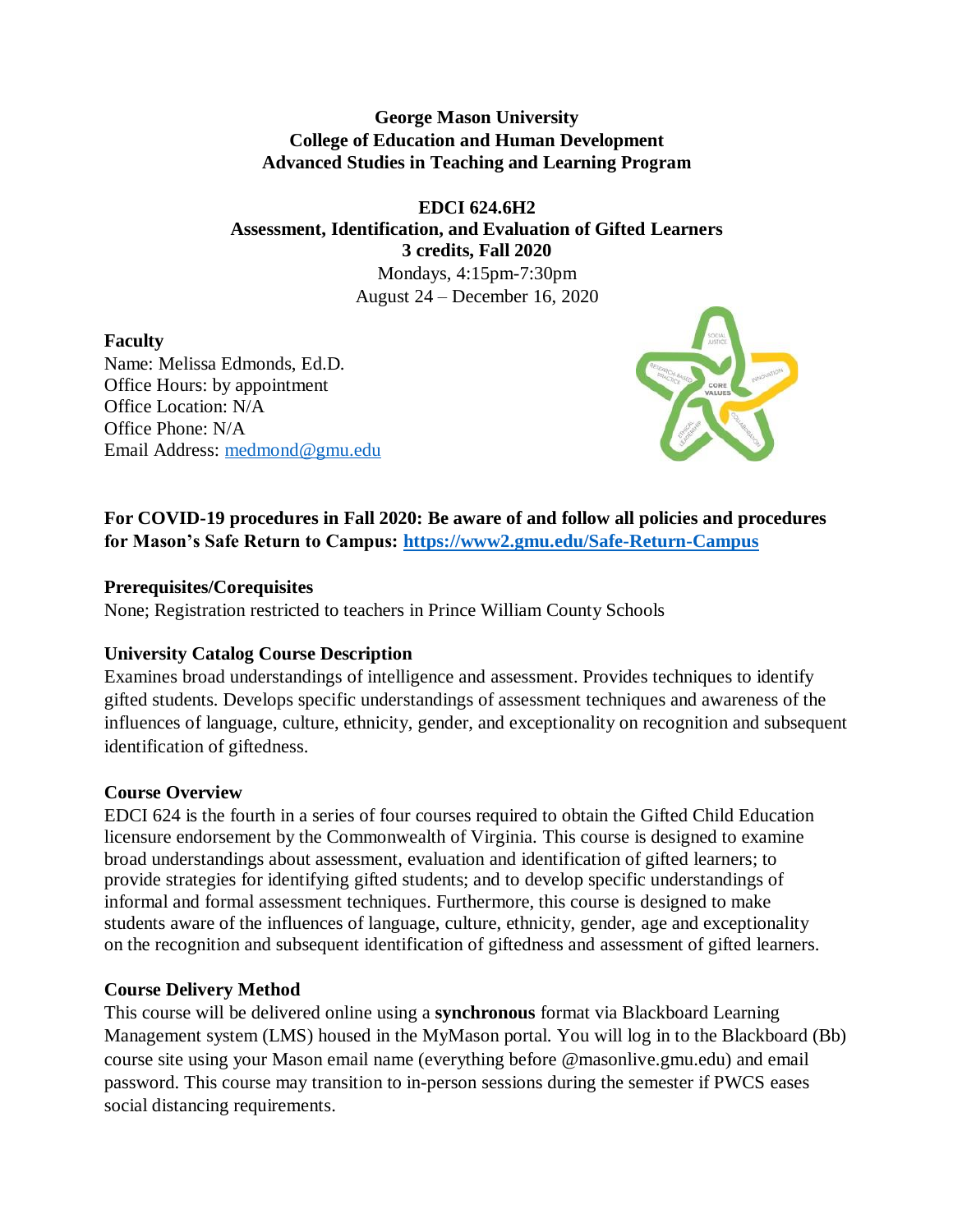**George Mason University**
**College of Education and Human Development**
**Advanced Studies in Teaching and Learning Program**

**EDCI 624.6H2**
**Assessment, Identification, and Evaluation of Gifted Learners**
**3 credits, Fall 2020**
Mondays, 4:15pm-7:30pm
August 24 – December 16, 2020

**Faculty**
Name: Melissa Edmonds, Ed.D.
Office Hours: by appointment
Office Location: N/A
Office Phone: N/A
Email Address: medmond@gmu.edu

**For COVID-19 procedures in Fall 2020: Be aware of and follow all policies and procedures for Mason's Safe Return to Campus: https://www2.gmu.edu/Safe-Return-Campus**

**Prerequisites/Corequisites**
None; Registration restricted to teachers in Prince William County Schools

**University Catalog Course Description**
Examines broad understandings of intelligence and assessment. Provides techniques to identify gifted students. Develops specific understandings of assessment techniques and awareness of the influences of language, culture, ethnicity, gender, and exceptionality on recognition and subsequent identification of giftedness.

**Course Overview**
EDCI 624 is the fourth in a series of four courses required to obtain the Gifted Child Education licensure endorsement by the Commonwealth of Virginia. This course is designed to examine broad understandings about assessment, evaluation and identification of gifted learners; to provide strategies for identifying gifted students; and to develop specific understandings of informal and formal assessment techniques. Furthermore, this course is designed to make students aware of the influences of language, culture, ethnicity, gender, age and exceptionality on the recognition and subsequent identification of giftedness and assessment of gifted learners.

**Course Delivery Method**
This course will be delivered online using a **synchronous** format via Blackboard Learning Management system (LMS) housed in the MyMason portal. You will log in to the Blackboard (Bb) course site using your Mason email name (everything before @masonlive.gmu.edu) and email password. This course may transition to in-person sessions during the semester if PWCS eases social distancing requirements.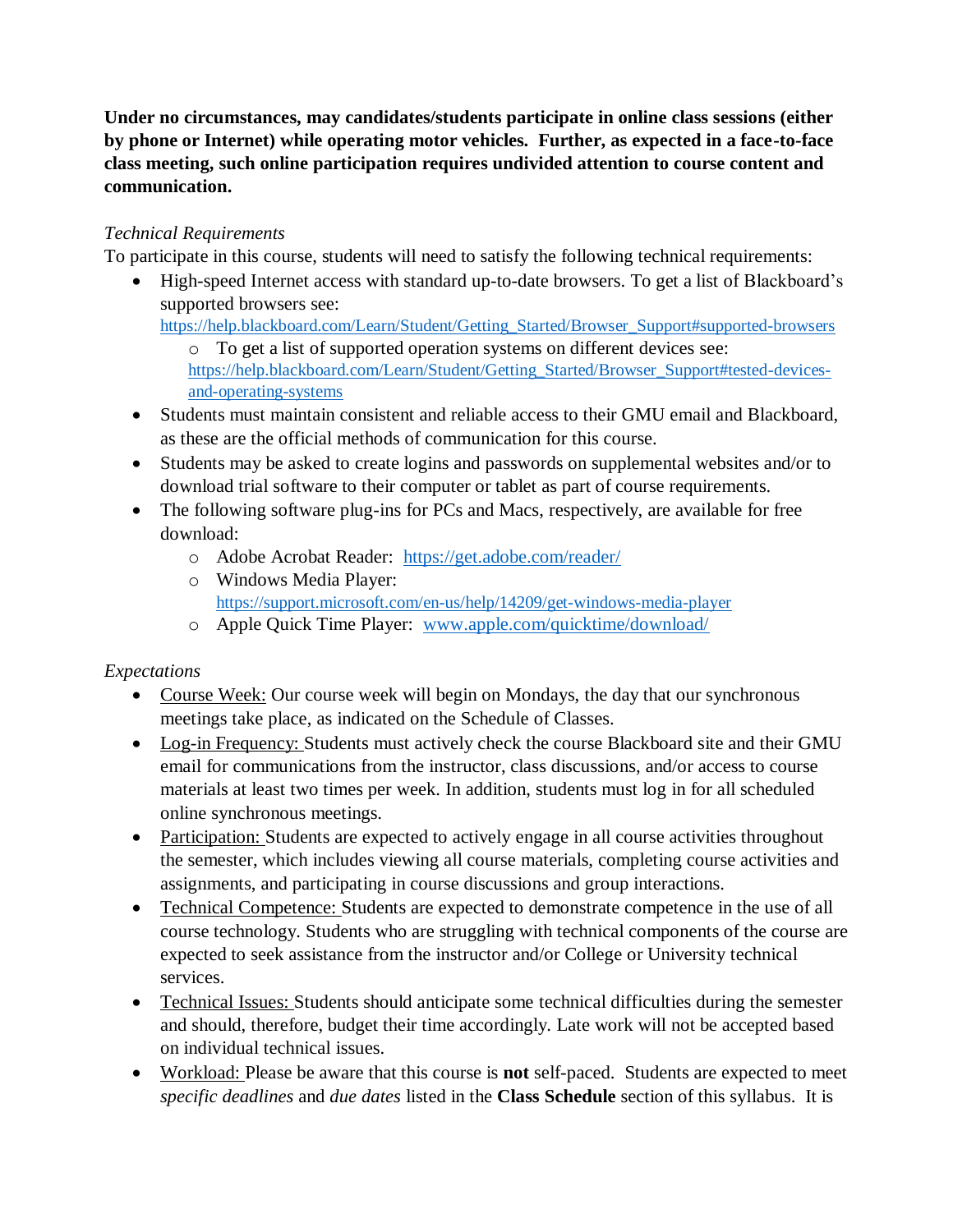**Under no circumstances, may candidates/students participate in online class sessions (either by phone or Internet) while operating motor vehicles. Further, as expected in a face-to-face class meeting, such online participation requires undivided attention to course content and communication.**

*Technical Requirements*

To participate in this course, students will need to satisfy the following technical requirements:

- High-speed Internet access with standard up-to-date browsers. To get a list of Blackboard's supported browsers see: https://help.blackboard.com/Learn/Student/Getting_Started/Browser_Support#supported-browsers
    - To get a list of supported operation systems on different devices see: https://help.blackboard.com/Learn/Student/Getting_Started/Browser_Support#tested-devices-and-operating-systems
- Students must maintain consistent and reliable access to their GMU email and Blackboard, as these are the official methods of communication for this course.
- Students may be asked to create logins and passwords on supplemental websites and/or to download trial software to their computer or tablet as part of course requirements.
- The following software plug-ins for PCs and Macs, respectively, are available for free download:
    - Adobe Acrobat Reader: https://get.adobe.com/reader/
    - Windows Media Player: https://support.microsoft.com/en-us/help/14209/get-windows-media-player
    - Apple Quick Time Player: www.apple.com/quicktime/download/

*Expectations*

- Course Week: Our course week will begin on Mondays, the day that our synchronous meetings take place, as indicated on the Schedule of Classes.
- Log-in Frequency: Students must actively check the course Blackboard site and their GMU email for communications from the instructor, class discussions, and/or access to course materials at least two times per week. In addition, students must log in for all scheduled online synchronous meetings.
- Participation: Students are expected to actively engage in all course activities throughout the semester, which includes viewing all course materials, completing course activities and assignments, and participating in course discussions and group interactions.
- Technical Competence: Students are expected to demonstrate competence in the use of all course technology. Students who are struggling with technical components of the course are expected to seek assistance from the instructor and/or College or University technical services.
- Technical Issues: Students should anticipate some technical difficulties during the semester and should, therefore, budget their time accordingly. Late work will not be accepted based on individual technical issues.
- Workload: Please be aware that this course is **not** self-paced. Students are expected to meet *specific deadlines* and *due dates* listed in the **Class Schedule** section of this syllabus. It is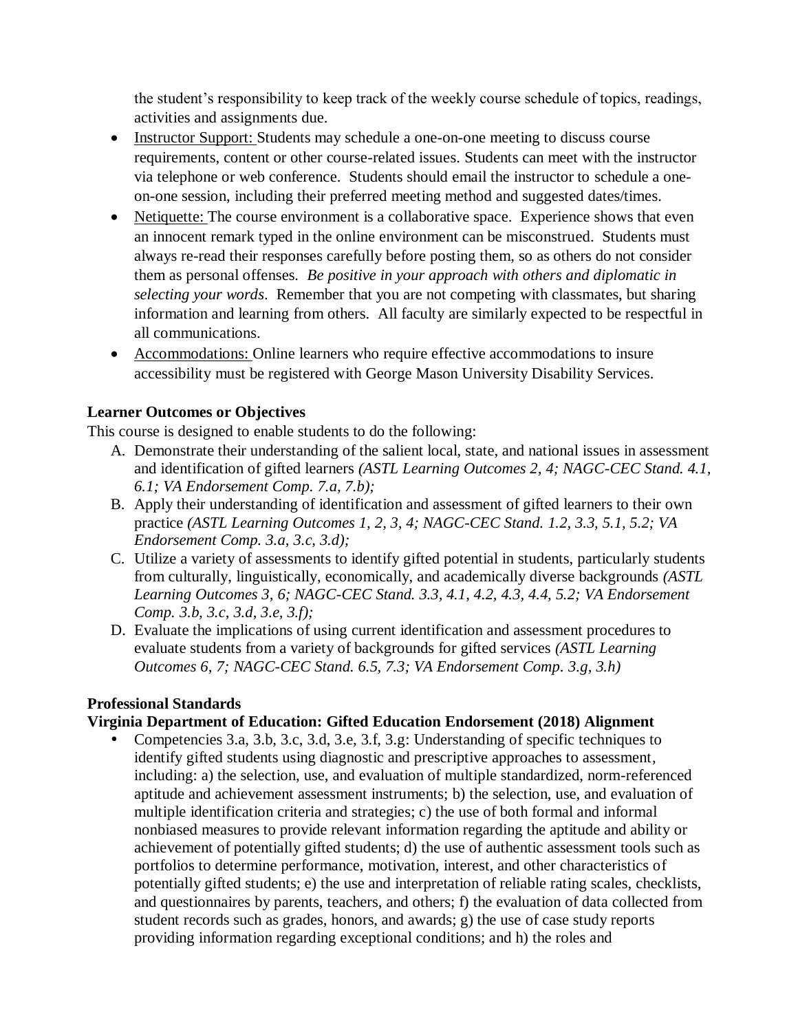the student's responsibility to keep track of the weekly course schedule of topics, readings, activities and assignments due.

- Instructor Support: Students may schedule a one-on-one meeting to discuss course requirements, content or other course-related issues. Students can meet with the instructor via telephone or web conference. Students should email the instructor to schedule a one-on-one session, including their preferred meeting method and suggested dates/times.
- Netiquette: The course environment is a collaborative space. Experience shows that even an innocent remark typed in the online environment can be misconstrued. Students must always re-read their responses carefully before posting them, so as others do not consider them as personal offenses. *Be positive in your approach with others and diplomatic in selecting your words*. Remember that you are not competing with classmates, but sharing information and learning from others. All faculty are similarly expected to be respectful in all communications.
- Accommodations: Online learners who require effective accommodations to insure accessibility must be registered with George Mason University Disability Services.

**Learner Outcomes or Objectives**

This course is designed to enable students to do the following:

A. Demonstrate their understanding of the salient local, state, and national issues in assessment and identification of gifted learners *(ASTL Learning Outcomes 2, 4; NAGC-CEC Stand. 4.1, 6.1; VA Endorsement Comp. 7.a, 7.b);*
B. Apply their understanding of identification and assessment of gifted learners to their own practice *(ASTL Learning Outcomes 1, 2, 3, 4; NAGC-CEC Stand. 1.2, 3.3, 5.1, 5.2; VA Endorsement Comp. 3.a, 3.c, 3.d);*
C. Utilize a variety of assessments to identify gifted potential in students, particularly students from culturally, linguistically, economically, and academically diverse backgrounds *(ASTL Learning Outcomes 3, 6; NAGC-CEC Stand. 3.3, 4.1, 4.2, 4.3, 4.4, 5.2; VA Endorsement Comp. 3.b, 3.c, 3.d, 3.e, 3.f);*
D. Evaluate the implications of using current identification and assessment procedures to evaluate students from a variety of backgrounds for gifted services *(ASTL Learning Outcomes 6, 7; NAGC-CEC Stand. 6.5, 7.3; VA Endorsement Comp. 3.g, 3.h)*

**Professional Standards**

**Virginia Department of Education: Gifted Education Endorsement (2018) Alignment**

- Competencies 3.a, 3.b, 3.c, 3.d, 3.e, 3.f, 3.g: Understanding of specific techniques to identify gifted students using diagnostic and prescriptive approaches to assessment, including: a) the selection, use, and evaluation of multiple standardized, norm-referenced aptitude and achievement assessment instruments; b) the selection, use, and evaluation of multiple identification criteria and strategies; c) the use of both formal and informal nonbiased measures to provide relevant information regarding the aptitude and ability or achievement of potentially gifted students; d) the use of authentic assessment tools such as portfolios to determine performance, motivation, interest, and other characteristics of potentially gifted students; e) the use and interpretation of reliable rating scales, checklists, and questionnaires by parents, teachers, and others; f) the evaluation of data collected from student records such as grades, honors, and awards; g) the use of case study reports providing information regarding exceptional conditions; and h) the roles and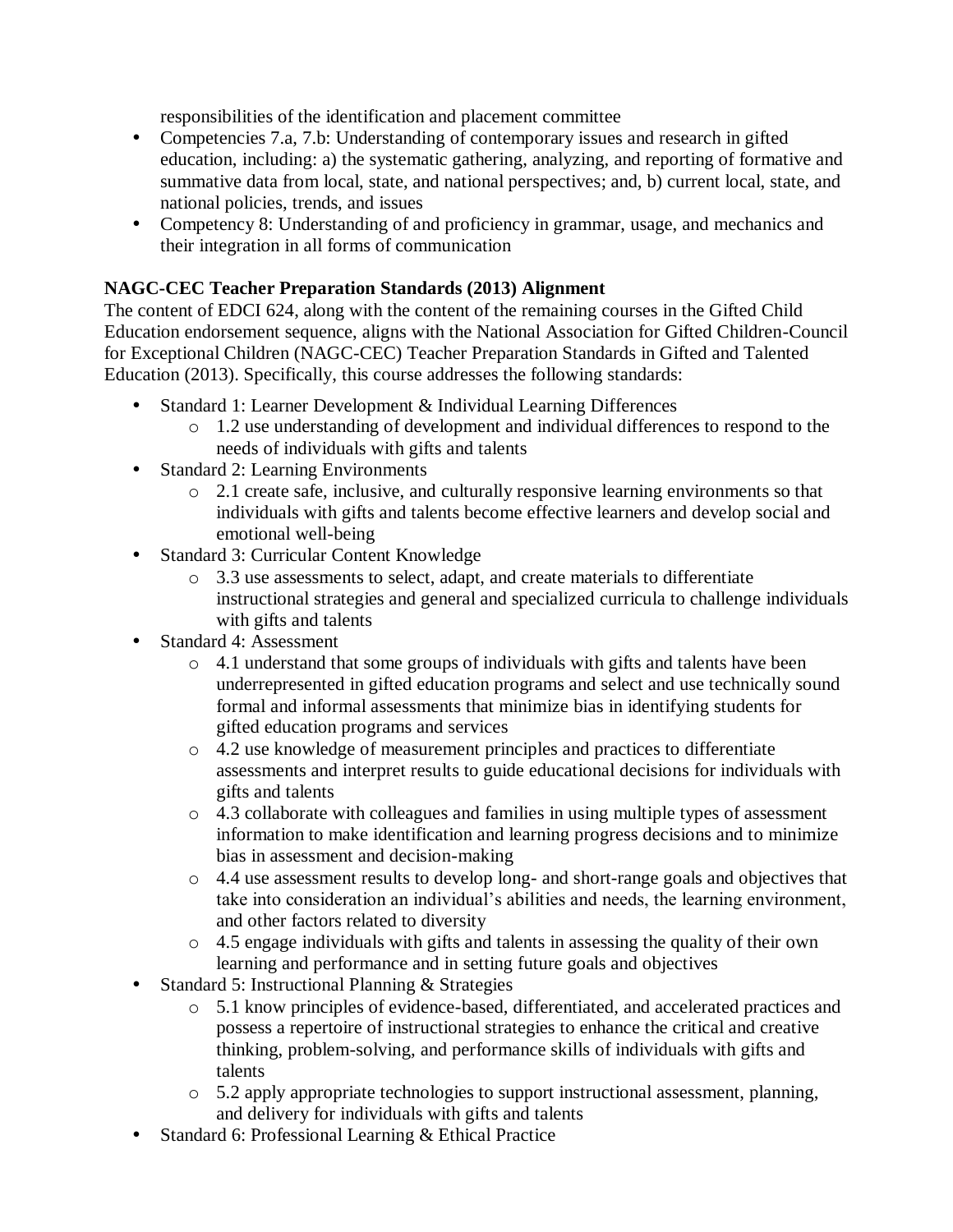responsibilities of the identification and placement committee

- Competencies 7.a, 7.b: Understanding of contemporary issues and research in gifted education, including: a) the systematic gathering, analyzing, and reporting of formative and summative data from local, state, and national perspectives; and, b) current local, state, and national policies, trends, and issues
- Competency 8: Understanding of and proficiency in grammar, usage, and mechanics and their integration in all forms of communication

**NAGC-CEC Teacher Preparation Standards (2013) Alignment**

The content of EDCI 624, along with the content of the remaining courses in the Gifted Child Education endorsement sequence, aligns with the National Association for Gifted Children-Council for Exceptional Children (NAGC-CEC) Teacher Preparation Standards in Gifted and Talented Education (2013). Specifically, this course addresses the following standards:

- Standard 1: Learner Development & Individual Learning Differences
  - 1.2 use understanding of development and individual differences to respond to the needs of individuals with gifts and talents
- Standard 2: Learning Environments
  - 2.1 create safe, inclusive, and culturally responsive learning environments so that individuals with gifts and talents become effective learners and develop social and emotional well-being
- Standard 3: Curricular Content Knowledge
  - 3.3 use assessments to select, adapt, and create materials to differentiate instructional strategies and general and specialized curricula to challenge individuals with gifts and talents
- Standard 4: Assessment
  - 4.1 understand that some groups of individuals with gifts and talents have been underrepresented in gifted education programs and select and use technically sound formal and informal assessments that minimize bias in identifying students for gifted education programs and services
  - 4.2 use knowledge of measurement principles and practices to differentiate assessments and interpret results to guide educational decisions for individuals with gifts and talents
  - 4.3 collaborate with colleagues and families in using multiple types of assessment information to make identification and learning progress decisions and to minimize bias in assessment and decision-making
  - 4.4 use assessment results to develop long- and short-range goals and objectives that take into consideration an individual's abilities and needs, the learning environment, and other factors related to diversity
  - 4.5 engage individuals with gifts and talents in assessing the quality of their own learning and performance and in setting future goals and objectives
- Standard 5: Instructional Planning & Strategies
  - 5.1 know principles of evidence-based, differentiated, and accelerated practices and possess a repertoire of instructional strategies to enhance the critical and creative thinking, problem-solving, and performance skills of individuals with gifts and talents
  - 5.2 apply appropriate technologies to support instructional assessment, planning, and delivery for individuals with gifts and talents
- Standard 6: Professional Learning & Ethical Practice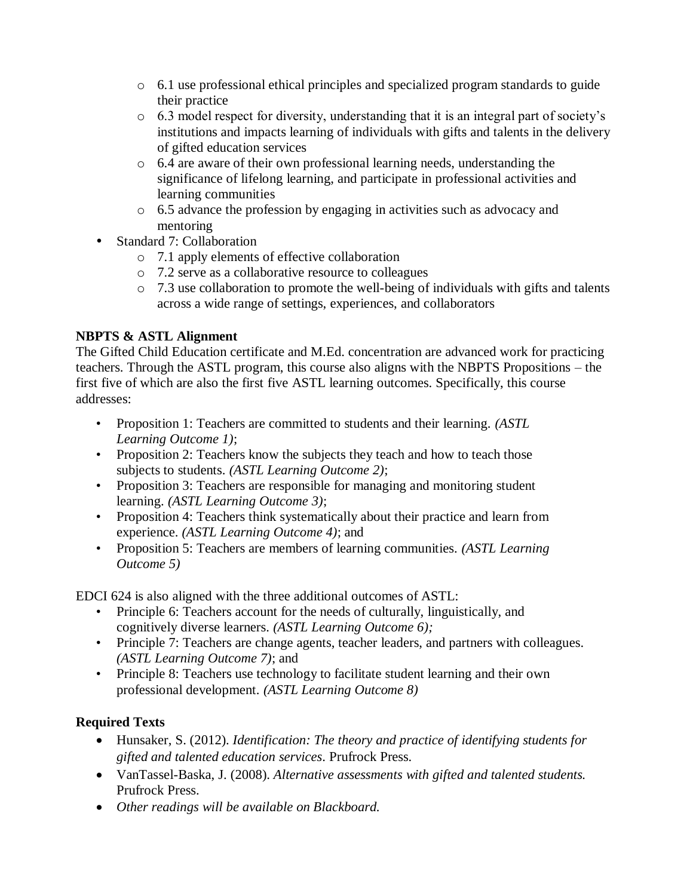- 6.1 use professional ethical principles and specialized program standards to guide their practice
  - 6.3 model respect for diversity, understanding that it is an integral part of society's institutions and impacts learning of individuals with gifts and talents in the delivery of gifted education services
  - 6.4 are aware of their own professional learning needs, understanding the significance of lifelong learning, and participate in professional activities and learning communities
  - 6.5 advance the profession by engaging in activities such as advocacy and mentoring
- Standard 7: Collaboration
  - 7.1 apply elements of effective collaboration
  - 7.2 serve as a collaborative resource to colleagues
  - 7.3 use collaboration to promote the well-being of individuals with gifts and talents across a wide range of settings, experiences, and collaborators

**NBPTS & ASTL Alignment**

The Gifted Child Education certificate and M.Ed. concentration are advanced work for practicing teachers. Through the ASTL program, this course also aligns with the NBPTS Propositions – the first five of which are also the first five ASTL learning outcomes. Specifically, this course addresses:

- Proposition 1: Teachers are committed to students and their learning. *(ASTL Learning Outcome 1)*;
- Proposition 2: Teachers know the subjects they teach and how to teach those subjects to students. *(ASTL Learning Outcome 2)*;
- Proposition 3: Teachers are responsible for managing and monitoring student learning. *(ASTL Learning Outcome 3)*;
- Proposition 4: Teachers think systematically about their practice and learn from experience. *(ASTL Learning Outcome 4)*; and
- Proposition 5: Teachers are members of learning communities. *(ASTL Learning Outcome 5)*

EDCI 624 is also aligned with the three additional outcomes of ASTL:

- Principle 6: Teachers account for the needs of culturally, linguistically, and cognitively diverse learners. *(ASTL Learning Outcome 6);*
- Principle 7: Teachers are change agents, teacher leaders, and partners with colleagues. *(ASTL Learning Outcome 7)*; and
- Principle 8: Teachers use technology to facilitate student learning and their own professional development. *(ASTL Learning Outcome 8)*

**Required Texts**

- Hunsaker, S. (2012). *Identification: The theory and practice of identifying students for gifted and talented education services*. Prufrock Press.
- VanTassel-Baska, J. (2008). *Alternative assessments with gifted and talented students.* Prufrock Press.
- *Other readings will be available on Blackboard.*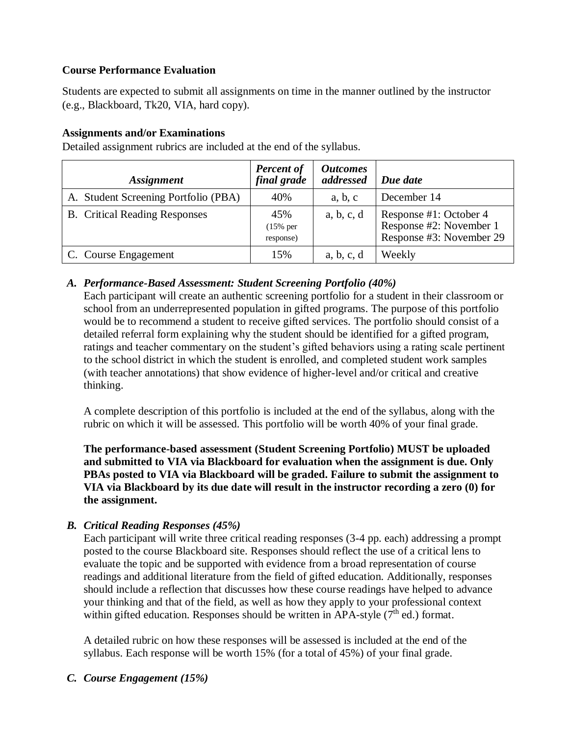**Course Performance Evaluation**

Students are expected to submit all assignments on time in the manner outlined by the instructor (e.g., Blackboard, Tk20, VIA, hard copy).

**Assignments and/or Examinations**

Detailed assignment rubrics are included at the end of the syllabus.

| *Assignment* | *Percent of final grade* | *Outcomes addressed* | *Due date* |
|---|---|---|---|
| A. Student Screening Portfolio (PBA) | 40% | a, b, c | December 14 |
| B. Critical Reading Responses | 45% (15% per response) | a, b, c, d | Response #1: October 4<br>Response #2: November 1<br>Response #3: November 29 |
| C. Course Engagement | 15% | a, b, c, d | Weekly |

***A. Performance-Based Assessment: Student Screening Portfolio (40%)***

Each participant will create an authentic screening portfolio for a student in their classroom or school from an underrepresented population in gifted programs. The purpose of this portfolio would be to recommend a student to receive gifted services. The portfolio should consist of a detailed referral form explaining why the student should be identified for a gifted program, ratings and teacher commentary on the student's gifted behaviors using a rating scale pertinent to the school district in which the student is enrolled, and completed student work samples (with teacher annotations) that show evidence of higher-level and/or critical and creative thinking.

A complete description of this portfolio is included at the end of the syllabus, along with the rubric on which it will be assessed. This portfolio will be worth 40% of your final grade.

**The performance-based assessment (Student Screening Portfolio) MUST be uploaded and submitted to VIA via Blackboard for evaluation when the assignment is due. Only PBAs posted to VIA via Blackboard will be graded. Failure to submit the assignment to VIA via Blackboard by its due date will result in the instructor recording a zero (0) for the assignment.**

***B. Critical Reading Responses (45%)***

Each participant will write three critical reading responses (3-4 pp. each) addressing a prompt posted to the course Blackboard site. Responses should reflect the use of a critical lens to evaluate the topic and be supported with evidence from a broad representation of course readings and additional literature from the field of gifted education. Additionally, responses should include a reflection that discusses how these course readings have helped to advance your thinking and that of the field, as well as how they apply to your professional context within gifted education. Responses should be written in APA-style (7th ed.) format.

A detailed rubric on how these responses will be assessed is included at the end of the syllabus. Each response will be worth 15% (for a total of 45%) of your final grade.

***C. Course Engagement (15%)***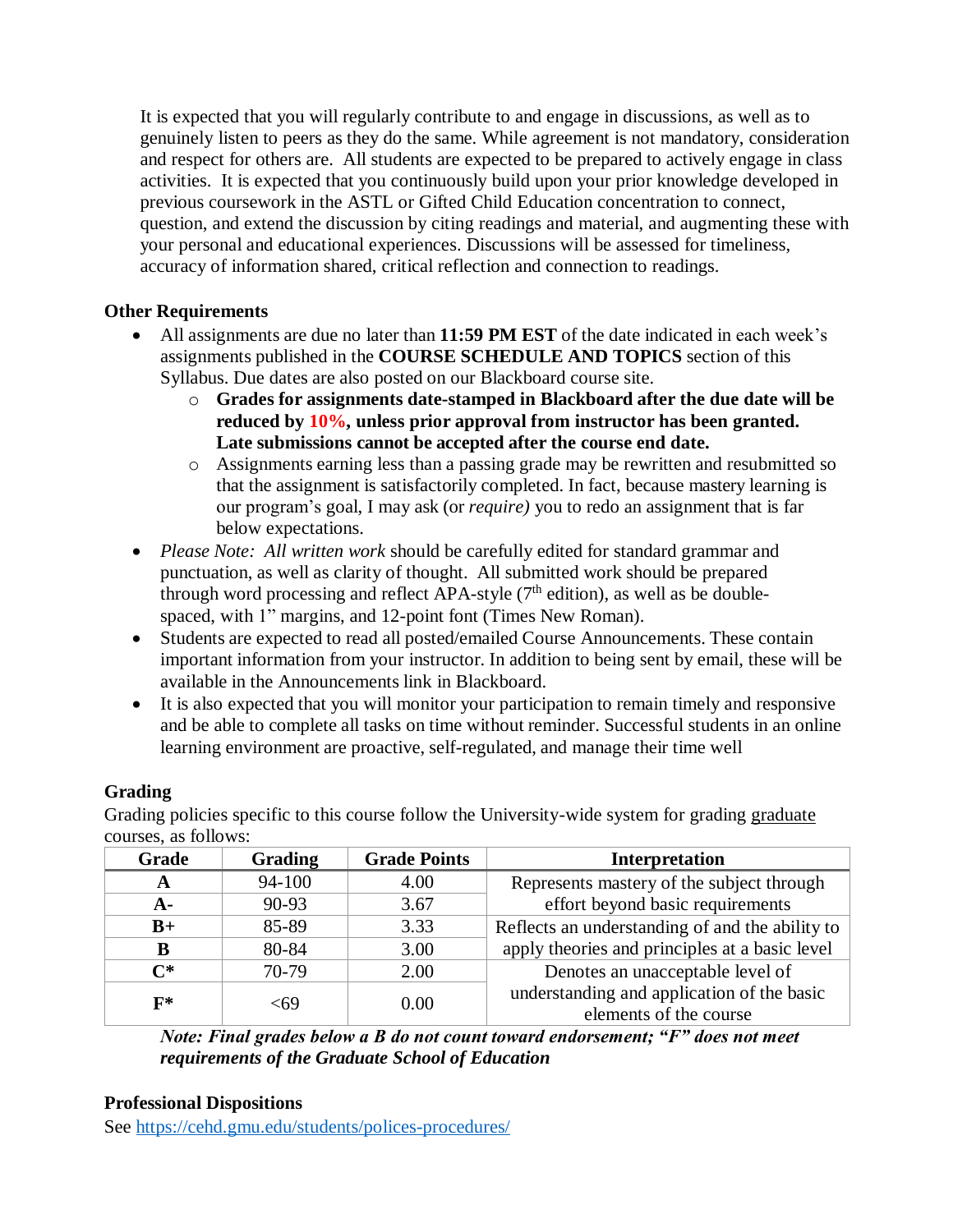It is expected that you will regularly contribute to and engage in discussions, as well as to genuinely listen to peers as they do the same. While agreement is not mandatory, consideration and respect for others are. All students are expected to be prepared to actively engage in class activities. It is expected that you continuously build upon your prior knowledge developed in previous coursework in the ASTL or Gifted Child Education concentration to connect, question, and extend the discussion by citing readings and material, and augmenting these with your personal and educational experiences. Discussions will be assessed for timeliness, accuracy of information shared, critical reflection and connection to readings.

### Other Requirements

- All assignments are due no later than **11:59 PM EST** of the date indicated in each week's assignments published in the **COURSE SCHEDULE AND TOPICS** section of this Syllabus. Due dates are also posted on our Blackboard course site.
  - **Grades for assignments date-stamped in Blackboard after the due date will be reduced by 10%, unless prior approval from instructor has been granted. Late submissions cannot be accepted after the course end date.**
  - Assignments earning less than a passing grade may be rewritten and resubmitted so that the assignment is satisfactorily completed. In fact, because mastery learning is our program's goal, I may ask (or *require)* you to redo an assignment that is far below expectations.
- *Please Note: All written work* should be carefully edited for standard grammar and punctuation, as well as clarity of thought. All submitted work should be prepared through word processing and reflect APA-style (7th edition), as well as be double-spaced, with 1" margins, and 12-point font (Times New Roman).
- Students are expected to read all posted/emailed Course Announcements. These contain important information from your instructor. In addition to being sent by email, these will be available in the Announcements link in Blackboard.
- It is also expected that you will monitor your participation to remain timely and responsive and be able to complete all tasks on time without reminder. Successful students in an online learning environment are proactive, self-regulated, and manage their time well

### Grading

Grading policies specific to this course follow the University-wide system for grading graduate courses, as follows:

| Grade | Grading | Grade Points | Interpretation |
|---|---|---|---|
| **A** | 94-100 | 4.00 | Represents mastery of the subject through effort beyond basic requirements |
| **A-** | 90-93 | 3.67 | |
| **B+** | 85-89 | 3.33 | Reflects an understanding of and the ability to apply theories and principles at a basic level |
| **B** | 80-84 | 3.00 | |
| **C*** | 70-79 | 2.00 | Denotes an unacceptable level of understanding and application of the basic elements of the course |
| **F*** | <69 | 0.00 | |

***Note: Final grades below a B do not count toward endorsement; "F" does not meet requirements of the Graduate School of Education***

### Professional Dispositions

See https://cehd.gmu.edu/students/polices-procedures/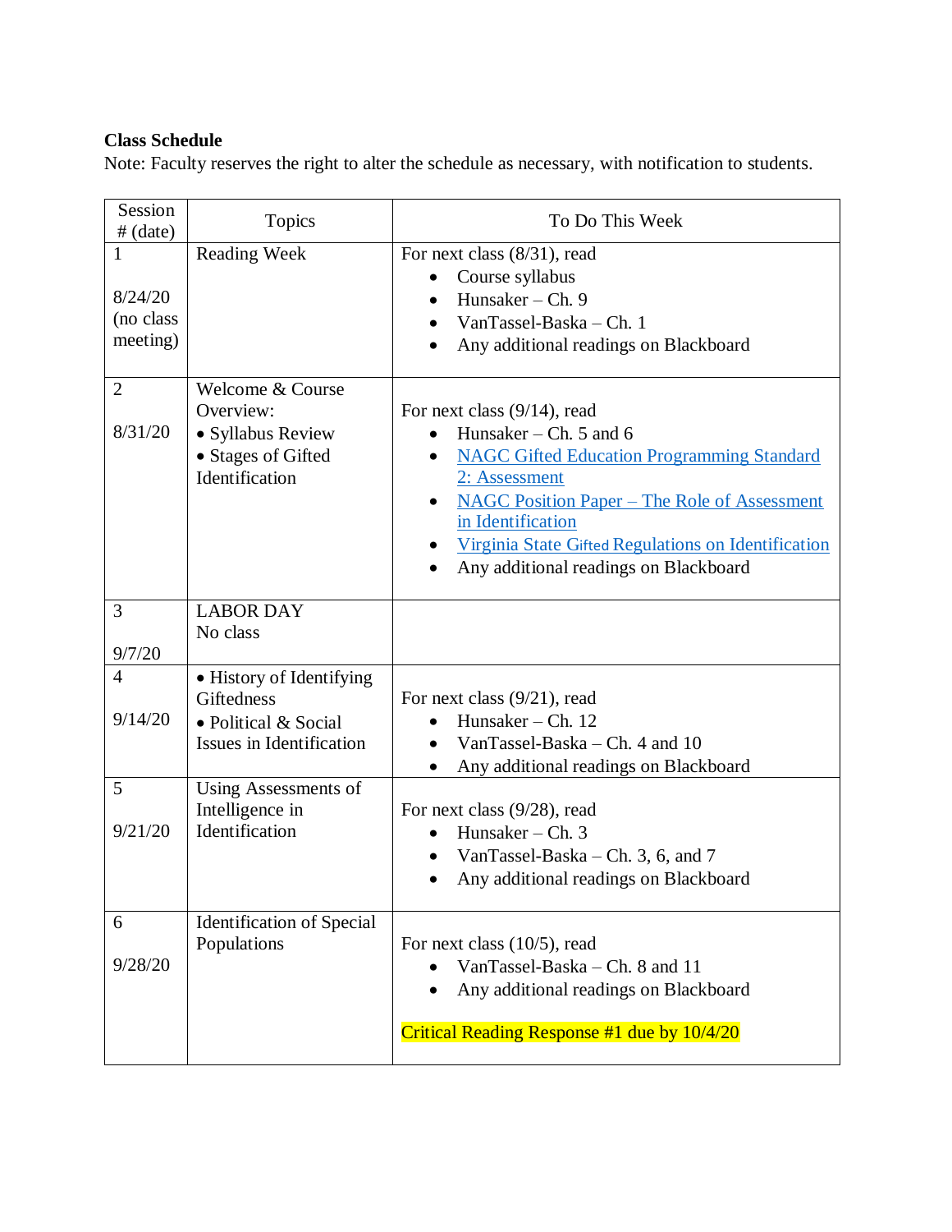**Class Schedule**

Note: Faculty reserves the right to alter the schedule as necessary, with notification to students.

| Session # (date) | Topics | To Do This Week |
|---|---|---|
| 1<br><br>8/24/20 (no class meeting) | Reading Week | For next class (8/31), read<br>• Course syllabus<br>• Hunsaker – Ch. 9<br>• VanTassel-Baska – Ch. 1<br>• Any additional readings on Blackboard |
| 2<br><br>8/31/20 | Welcome & Course Overview:<br>• Syllabus Review<br>• Stages of Gifted Identification | For next class (9/14), read<br>• Hunsaker – Ch. 5 and 6<br>• NAGC Gifted Education Programming Standard 2: Assessment<br>• NAGC Position Paper – The Role of Assessment in Identification<br>• Virginia State Gifted Regulations on Identification<br>• Any additional readings on Blackboard |
| 3<br><br>9/7/20 | LABOR DAY<br>No class | |
| 4<br><br>9/14/20 | • History of Identifying Giftedness<br>• Political & Social Issues in Identification | For next class (9/21), read<br>• Hunsaker – Ch. 12<br>• VanTassel-Baska – Ch. 4 and 10<br>• Any additional readings on Blackboard |
| 5<br><br>9/21/20 | Using Assessments of Intelligence in Identification | For next class (9/28), read<br>• Hunsaker – Ch. 3<br>• VanTassel-Baska – Ch. 3, 6, and 7<br>• Any additional readings on Blackboard |
| 6<br><br>9/28/20 | Identification of Special Populations | For next class (10/5), read<br>• VanTassel-Baska – Ch. 8 and 11<br>• Any additional readings on Blackboard<br><br>Critical Reading Response #1 due by 10/4/20 |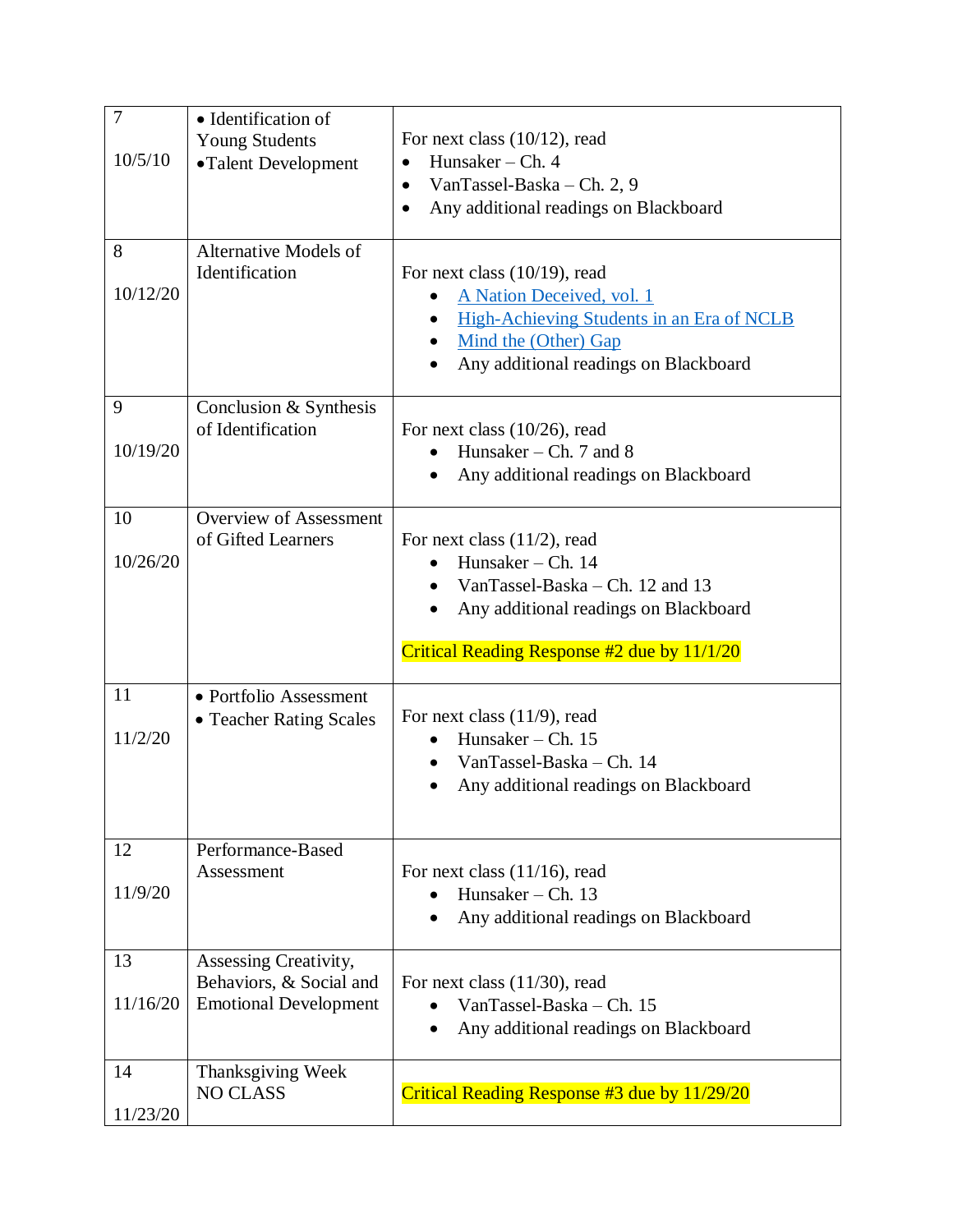| | | |
|---|---|---|
| 7<br><br>10/5/10 | • Identification of Young Students<br>• Talent Development | For next class (10/12), read<br>• Hunsaker – Ch. 4<br>• VanTassel-Baska – Ch. 2, 9<br>• Any additional readings on Blackboard |
| 8<br><br>10/12/20 | Alternative Models of Identification | For next class (10/19), read<br>• A Nation Deceived, vol. 1<br>• High-Achieving Students in an Era of NCLB<br>• Mind the (Other) Gap<br>• Any additional readings on Blackboard |
| 9<br><br>10/19/20 | Conclusion & Synthesis of Identification | For next class (10/26), read<br>• Hunsaker – Ch. 7 and 8<br>• Any additional readings on Blackboard |
| 10<br><br>10/26/20 | Overview of Assessment of Gifted Learners | For next class (11/2), read<br>• Hunsaker – Ch. 14<br>• VanTassel-Baska – Ch. 12 and 13<br>• Any additional readings on Blackboard<br><br>Critical Reading Response #2 due by 11/1/20 |
| 11<br><br>11/2/20 | • Portfolio Assessment<br>• Teacher Rating Scales | For next class (11/9), read<br>• Hunsaker – Ch. 15<br>• VanTassel-Baska – Ch. 14<br>• Any additional readings on Blackboard |
| 12<br><br>11/9/20 | Performance-Based Assessment | For next class (11/16), read<br>• Hunsaker – Ch. 13<br>• Any additional readings on Blackboard |
| 13<br><br>11/16/20 | Assessing Creativity, Behaviors, & Social and Emotional Development | For next class (11/30), read<br>• VanTassel-Baska – Ch. 15<br>• Any additional readings on Blackboard |
| 14<br><br>11/23/20 | Thanksgiving Week<br>NO CLASS | Critical Reading Response #3 due by 11/29/20 |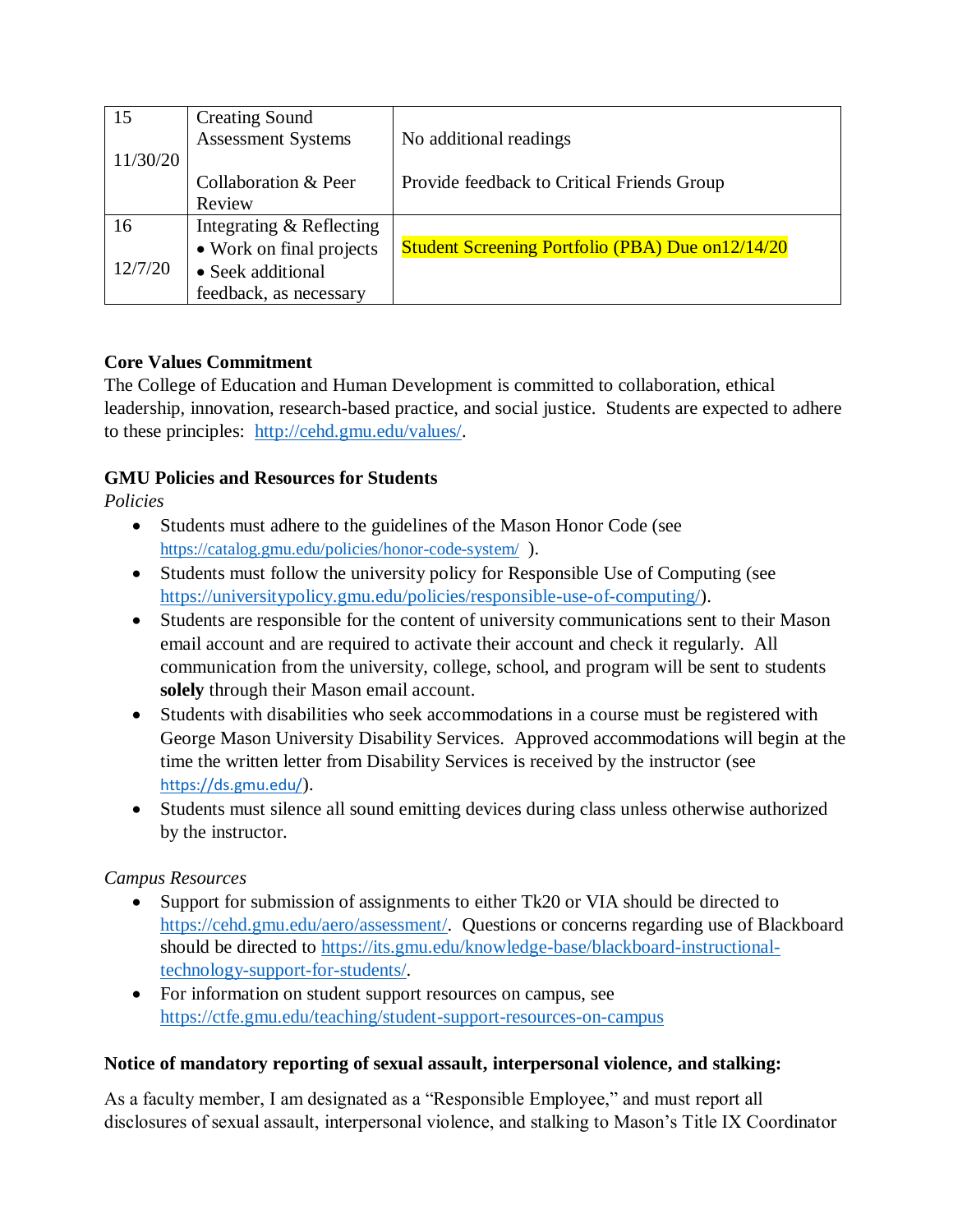| | | |
|---|---|---|
| 15<br><br>11/30/20 | Creating Sound Assessment Systems<br><br>Collaboration & Peer Review | No additional readings<br><br>Provide feedback to Critical Friends Group |
| 16<br><br>12/7/20 | Integrating & Reflecting<br>• Work on final projects<br>• Seek additional feedback, as necessary | Student Screening Portfolio (PBA) Due on12/14/20 |

**Core Values Commitment**

The College of Education and Human Development is committed to collaboration, ethical leadership, innovation, research-based practice, and social justice. Students are expected to adhere to these principles: http://cehd.gmu.edu/values/.

**GMU Policies and Resources for Students**

*Policies*

- Students must adhere to the guidelines of the Mason Honor Code (see https://catalog.gmu.edu/policies/honor-code-system/ ).
- Students must follow the university policy for Responsible Use of Computing (see https://universitypolicy.gmu.edu/policies/responsible-use-of-computing/).
- Students are responsible for the content of university communications sent to their Mason email account and are required to activate their account and check it regularly. All communication from the university, college, school, and program will be sent to students **solely** through their Mason email account.
- Students with disabilities who seek accommodations in a course must be registered with George Mason University Disability Services. Approved accommodations will begin at the time the written letter from Disability Services is received by the instructor (see https://ds.gmu.edu/).
- Students must silence all sound emitting devices during class unless otherwise authorized by the instructor.

*Campus Resources*

- Support for submission of assignments to either Tk20 or VIA should be directed to https://cehd.gmu.edu/aero/assessment/. Questions or concerns regarding use of Blackboard should be directed to https://its.gmu.edu/knowledge-base/blackboard-instructional-technology-support-for-students/.
- For information on student support resources on campus, see https://ctfe.gmu.edu/teaching/student-support-resources-on-campus

**Notice of mandatory reporting of sexual assault, interpersonal violence, and stalking:**

As a faculty member, I am designated as a "Responsible Employee," and must report all disclosures of sexual assault, interpersonal violence, and stalking to Mason's Title IX Coordinator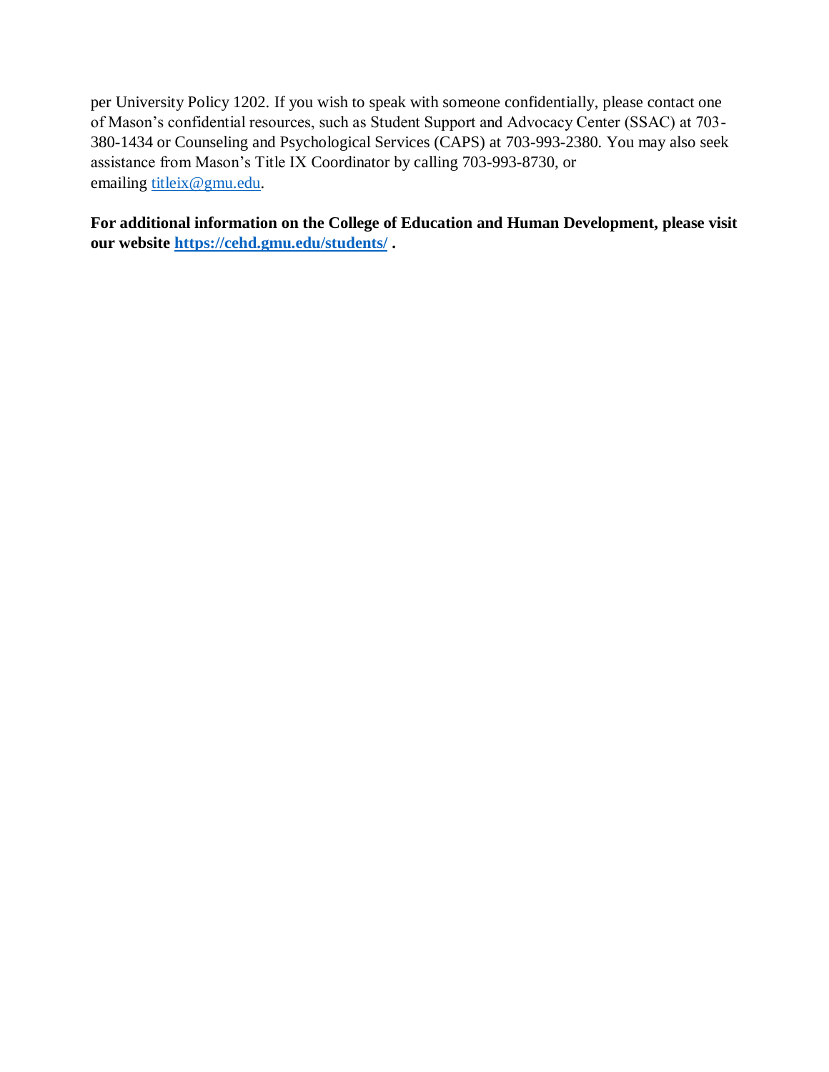per University Policy 1202. If you wish to speak with someone confidentially, please contact one of Mason's confidential resources, such as Student Support and Advocacy Center (SSAC) at 703-380-1434 or Counseling and Psychological Services (CAPS) at 703-993-2380. You may also seek assistance from Mason's Title IX Coordinator by calling 703-993-8730, or emailing titleix@gmu.edu.

**For additional information on the College of Education and Human Development, please visit our website https://cehd.gmu.edu/students/ .**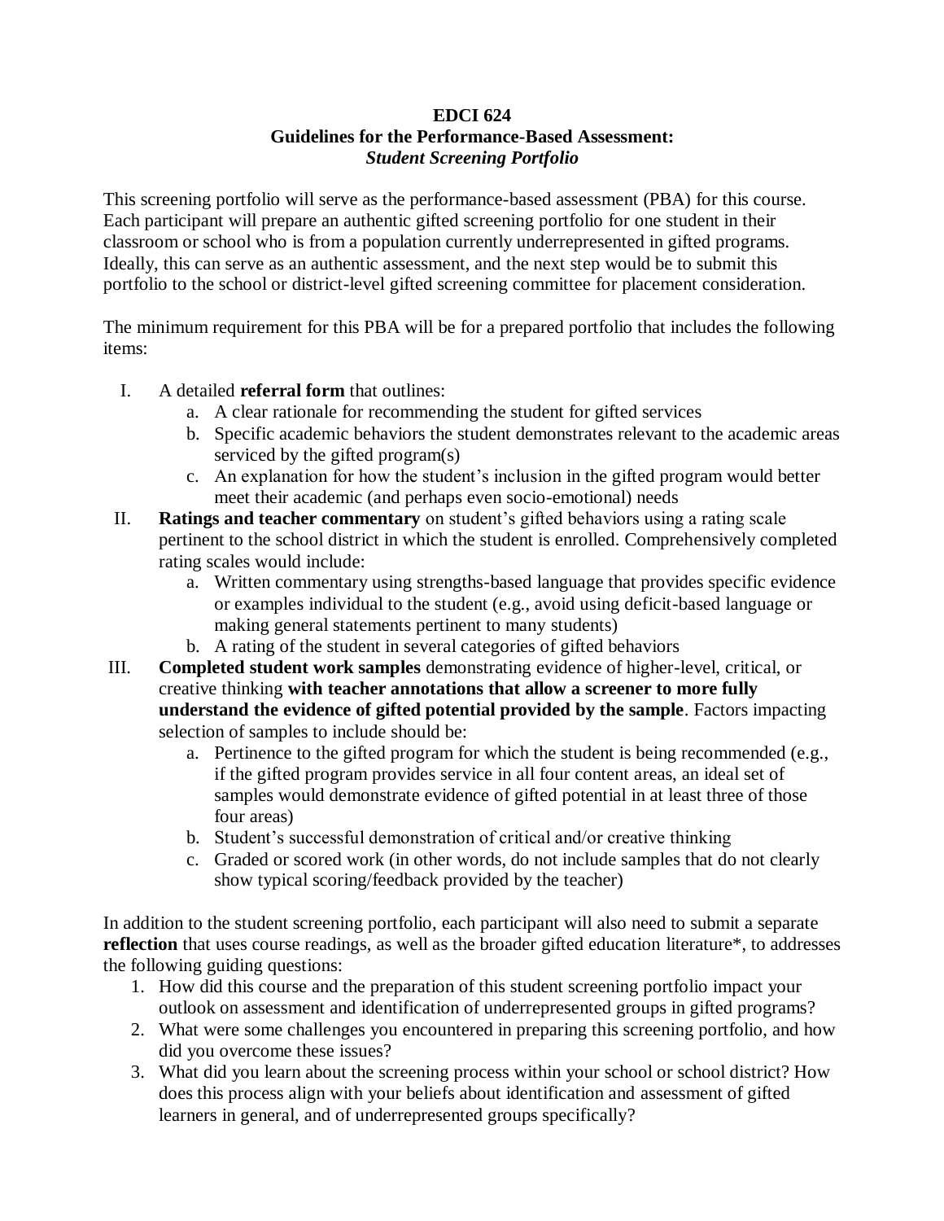**EDCI 624**
**Guidelines for the Performance-Based Assessment:**
***Student Screening Portfolio***

This screening portfolio will serve as the performance-based assessment (PBA) for this course. Each participant will prepare an authentic gifted screening portfolio for one student in their classroom or school who is from a population currently underrepresented in gifted programs. Ideally, this can serve as an authentic assessment, and the next step would be to submit this portfolio to the school or district-level gifted screening committee for placement consideration.

The minimum requirement for this PBA will be for a prepared portfolio that includes the following items:

I. A detailed **referral form** that outlines:
   a. A clear rationale for recommending the student for gifted services
   b. Specific academic behaviors the student demonstrates relevant to the academic areas serviced by the gifted program(s)
   c. An explanation for how the student's inclusion in the gifted program would better meet their academic (and perhaps even socio-emotional) needs

II. **Ratings and teacher commentary** on student's gifted behaviors using a rating scale pertinent to the school district in which the student is enrolled. Comprehensively completed rating scales would include:
   a. Written commentary using strengths-based language that provides specific evidence or examples individual to the student (e.g., avoid using deficit-based language or making general statements pertinent to many students)
   b. A rating of the student in several categories of gifted behaviors

III. **Completed student work samples** demonstrating evidence of higher-level, critical, or creative thinking **with teacher annotations that allow a screener to more fully understand the evidence of gifted potential provided by the sample**. Factors impacting selection of samples to include should be:
   a. Pertinence to the gifted program for which the student is being recommended (e.g., if the gifted program provides service in all four content areas, an ideal set of samples would demonstrate evidence of gifted potential in at least three of those four areas)
   b. Student's successful demonstration of critical and/or creative thinking
   c. Graded or scored work (in other words, do not include samples that do not clearly show typical scoring/feedback provided by the teacher)

In addition to the student screening portfolio, each participant will also need to submit a separate **reflection** that uses course readings, as well as the broader gifted education literature*, to addresses the following guiding questions:

1. How did this course and the preparation of this student screening portfolio impact your outlook on assessment and identification of underrepresented groups in gifted programs?
2. What were some challenges you encountered in preparing this screening portfolio, and how did you overcome these issues?
3. What did you learn about the screening process within your school or school district? How does this process align with your beliefs about identification and assessment of gifted learners in general, and of underrepresented groups specifically?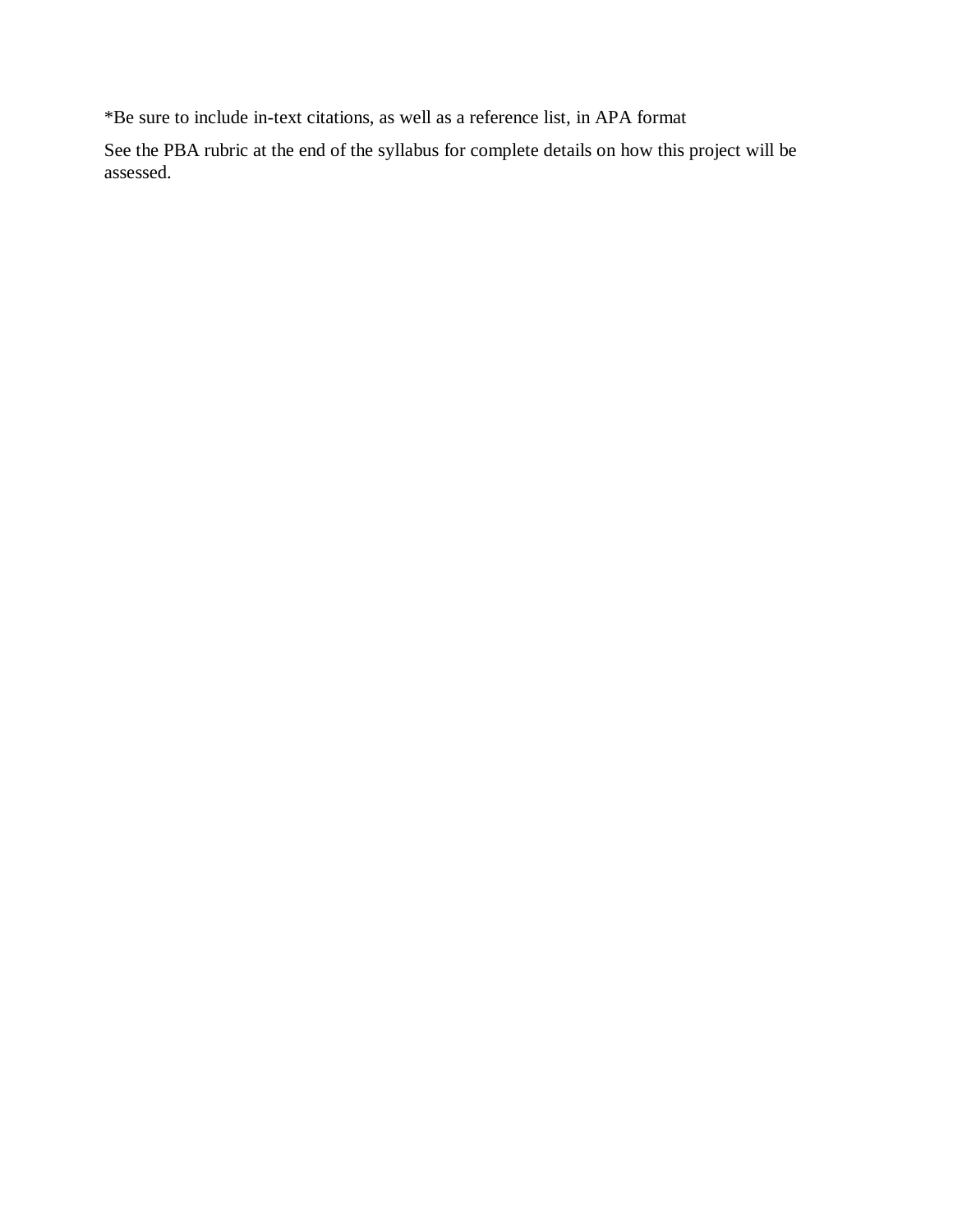*Be sure to include in-text citations, as well as a reference list, in APA format

See the PBA rubric at the end of the syllabus for complete details on how this project will be assessed.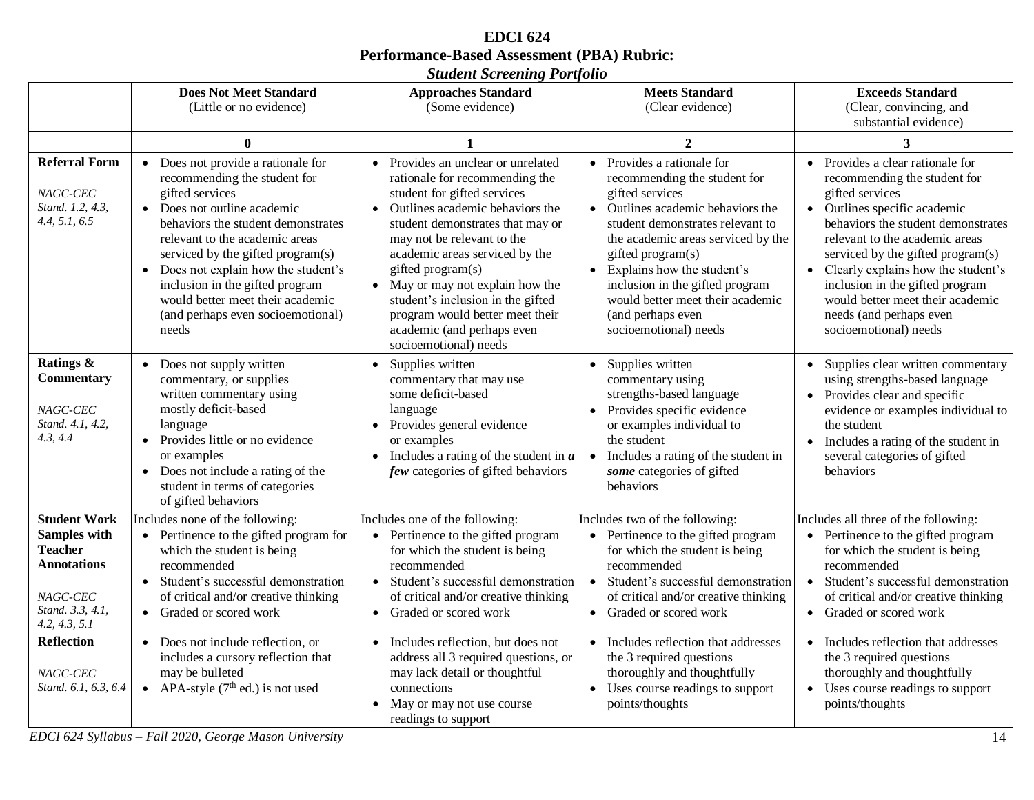**EDCI 624**
**Performance-Based Assessment (PBA) Rubric:**
***Student Screening Portfolio***

| | **Does Not Meet Standard** (Little or no evidence) | **Approaches Standard** (Some evidence) | **Meets Standard** (Clear evidence) | **Exceeds Standard** (Clear, convincing, and substantial evidence) |
|---|---|---|---|---|
| | **0** | **1** | **2** | **3** |
| **Referral Form** <br><br> *NAGC-CEC Stand. 1.2, 4.3, 4.4, 5.1, 6.5* | • Does not provide a rationale for recommending the student for gifted services <br> • Does not outline academic behaviors the student demonstrates relevant to the academic areas serviced by the gifted program(s) <br> • Does not explain how the student's inclusion in the gifted program would better meet their academic (and perhaps even socioemotional) needs | • Provides an unclear or unrelated rationale for recommending the student for gifted services <br> • Outlines academic behaviors the student demonstrates that may or may not be relevant to the academic areas serviced by the gifted program(s) <br> • May or may not explain how the student's inclusion in the gifted program would better meet their academic (and perhaps even socioemotional) needs | • Provides a rationale for recommending the student for gifted services <br> • Outlines academic behaviors the student demonstrates relevant to the academic areas serviced by the gifted program(s) <br> • Explains how the student's inclusion in the gifted program would better meet their academic (and perhaps even socioemotional) needs | • Provides a clear rationale for recommending the student for gifted services <br> • Outlines specific academic behaviors the student demonstrates relevant to the academic areas serviced by the gifted program(s) <br> • Clearly explains how the student's inclusion in the gifted program would better meet their academic needs (and perhaps even socioemotional) needs |
| **Ratings & Commentary** <br><br> *NAGC-CEC Stand. 4.1, 4.2, 4.3, 4.4* | • Does not supply written commentary, or supplies written commentary using mostly deficit-based language <br> • Provides little or no evidence or examples <br> • Does not include a rating of the student in terms of categories of gifted behaviors | • Supplies written commentary that may use some deficit-based language <br> • Provides general evidence or examples <br> • Includes a rating of the student in ***a few*** categories of gifted behaviors | • Supplies written commentary using strengths-based language <br> • Provides specific evidence or examples individual to the student <br> • Includes a rating of the student in ***some*** categories of gifted behaviors | • Supplies clear written commentary using strengths-based language <br> • Provides clear and specific evidence or examples individual to the student <br> • Includes a rating of the student in several categories of gifted behaviors |
| **Student Work Samples with Teacher Annotations** <br><br> *NAGC-CEC Stand. 3.3, 4.1, 4.2, 4.3, 5.1* | Includes none of the following: <br> • Pertinence to the gifted program for which the student is being recommended <br> • Student's successful demonstration of critical and/or creative thinking <br> • Graded or scored work | Includes one of the following: <br> • Pertinence to the gifted program for which the student is being recommended <br> • Student's successful demonstration of critical and/or creative thinking <br> • Graded or scored work | Includes two of the following: <br> • Pertinence to the gifted program for which the student is being recommended <br> • Student's successful demonstration of critical and/or creative thinking <br> • Graded or scored work | Includes all three of the following: <br> • Pertinence to the gifted program for which the student is being recommended <br> • Student's successful demonstration of critical and/or creative thinking <br> • Graded or scored work |
| **Reflection** <br><br> *NAGC-CEC Stand. 6.1, 6.3, 6.4* | • Does not include reflection, or includes a cursory reflection that may be bulleted <br> • APA-style (7th ed.) is not used | • Includes reflection, but does not address all 3 required questions, or may lack detail or thoughtful connections <br> • May or may not use course readings to support | • Includes reflection that addresses the 3 required questions thoroughly and thoughtfully <br> • Uses course readings to support points/thoughts | • Includes reflection that addresses the 3 required questions thoroughly and thoughtfully <br> • Uses course readings to support points/thoughts |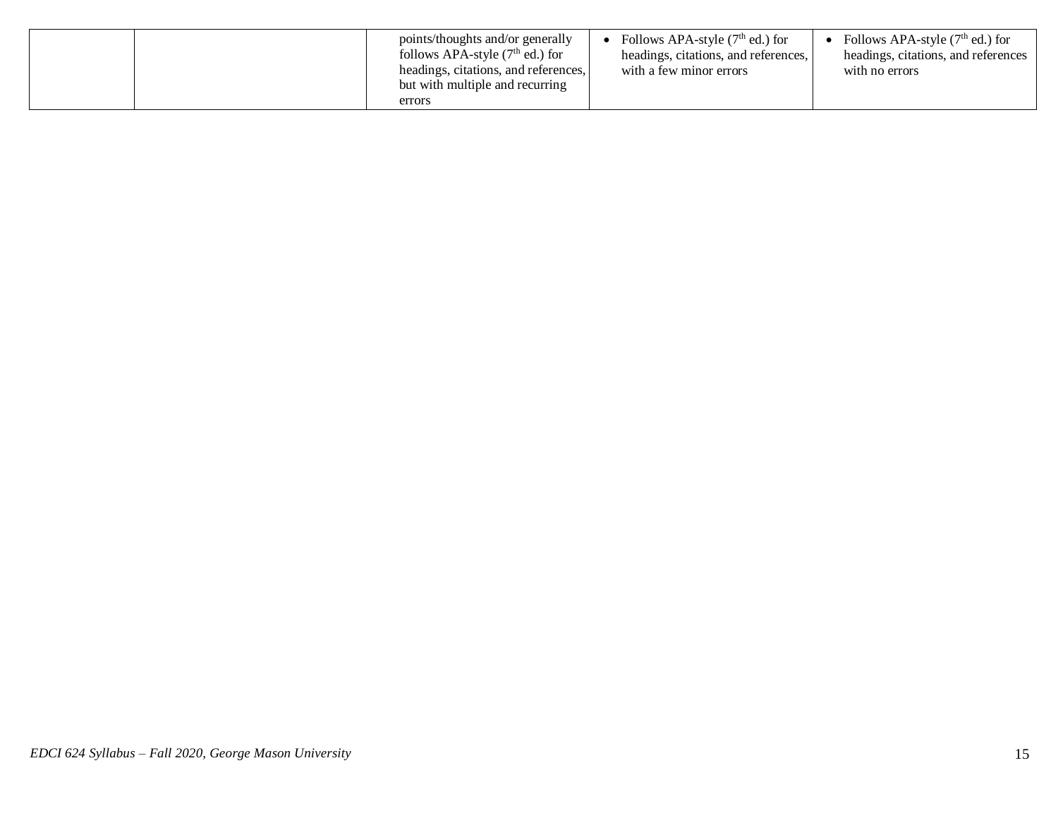| | | | | |
|---|---|---|---|---|
| | | points/thoughts and/or generally follows APA-style (7th ed.) for headings, citations, and references, but with multiple and recurring errors | • Follows APA-style (7th ed.) for headings, citations, and references, with a few minor errors | • Follows APA-style (7th ed.) for headings, citations, and references with no errors |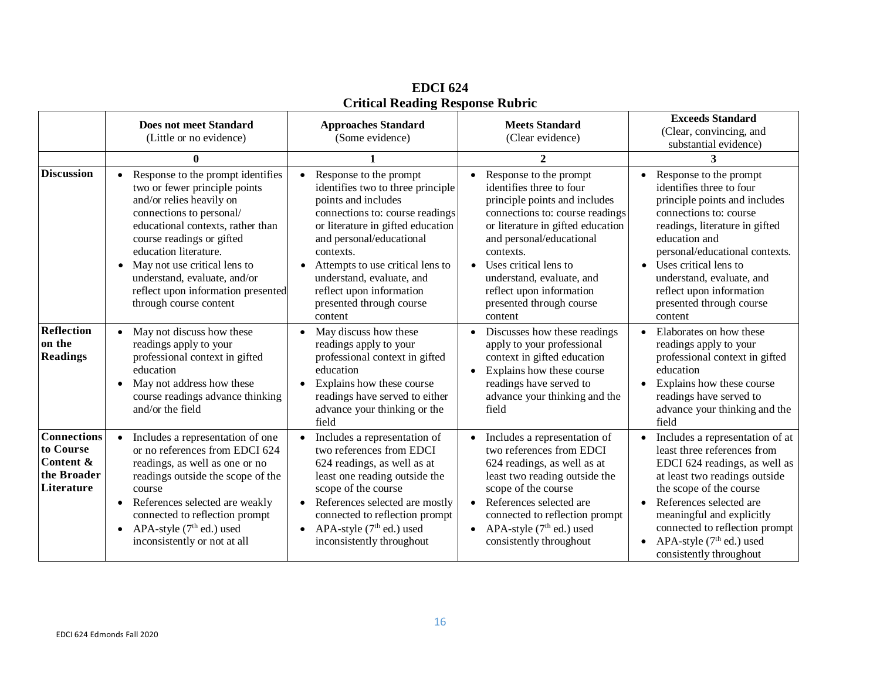# EDCI 624
## Critical Reading Response Rubric

| | **Does not meet Standard** (Little or no evidence) | **Approaches Standard** (Some evidence) | **Meets Standard** (Clear evidence) | **Exceeds Standard** (Clear, convincing, and substantial evidence) |
|---|---|---|---|---|
| | **0** | **1** | **2** | **3** |
| **Discussion** | • Response to the prompt identifies two or fewer principle points and/or relies heavily on connections to personal/ educational contexts, rather than course readings or gifted education literature.<br>• May not use critical lens to understand, evaluate, and/or reflect upon information presented through course content | • Response to the prompt identifies two to three principle points and includes connections to: course readings or literature in gifted education and personal/educational contexts.<br>• Attempts to use critical lens to understand, evaluate, and reflect upon information presented through course content | • Response to the prompt identifies three to four principle points and includes connections to: course readings or literature in gifted education and personal/educational contexts.<br>• Uses critical lens to understand, evaluate, and reflect upon information presented through course content | • Response to the prompt identifies three to four principle points and includes connections to: course readings, literature in gifted education and personal/educational contexts.<br>• Uses critical lens to understand, evaluate, and reflect upon information presented through course content |
| **Reflection on the Readings** | • May not discuss how these readings apply to your professional context in gifted education<br>• May not address how these course readings advance thinking and/or the field | • May discuss how these readings apply to your professional context in gifted education<br>• Explains how these course readings have served to either advance your thinking or the field | • Discusses how these readings apply to your professional context in gifted education<br>• Explains how these course readings have served to advance your thinking and the field | • Elaborates on how these readings apply to your professional context in gifted education<br>• Explains how these course readings have served to advance your thinking and the field |
| **Connections to Course Content & the Broader Literature** | • Includes a representation of one or no references from EDCI 624 readings, as well as one or no readings outside the scope of the course<br>• References selected are weakly connected to reflection prompt<br>• APA-style (7th ed.) used inconsistently or not at all | • Includes a representation of two references from EDCI 624 readings, as well as at least one reading outside the scope of the course<br>• References selected are mostly connected to reflection prompt<br>• APA-style (7th ed.) used inconsistently throughout | • Includes a representation of two references from EDCI 624 readings, as well as at least two reading outside the scope of the course<br>• References selected are connected to reflection prompt<br>• APA-style (7th ed.) used consistently throughout | • Includes a representation of at least three references from EDCI 624 readings, as well as at least two readings outside the scope of the course<br>• References selected are meaningful and explicitly connected to reflection prompt<br>• APA-style (7th ed.) used consistently throughout |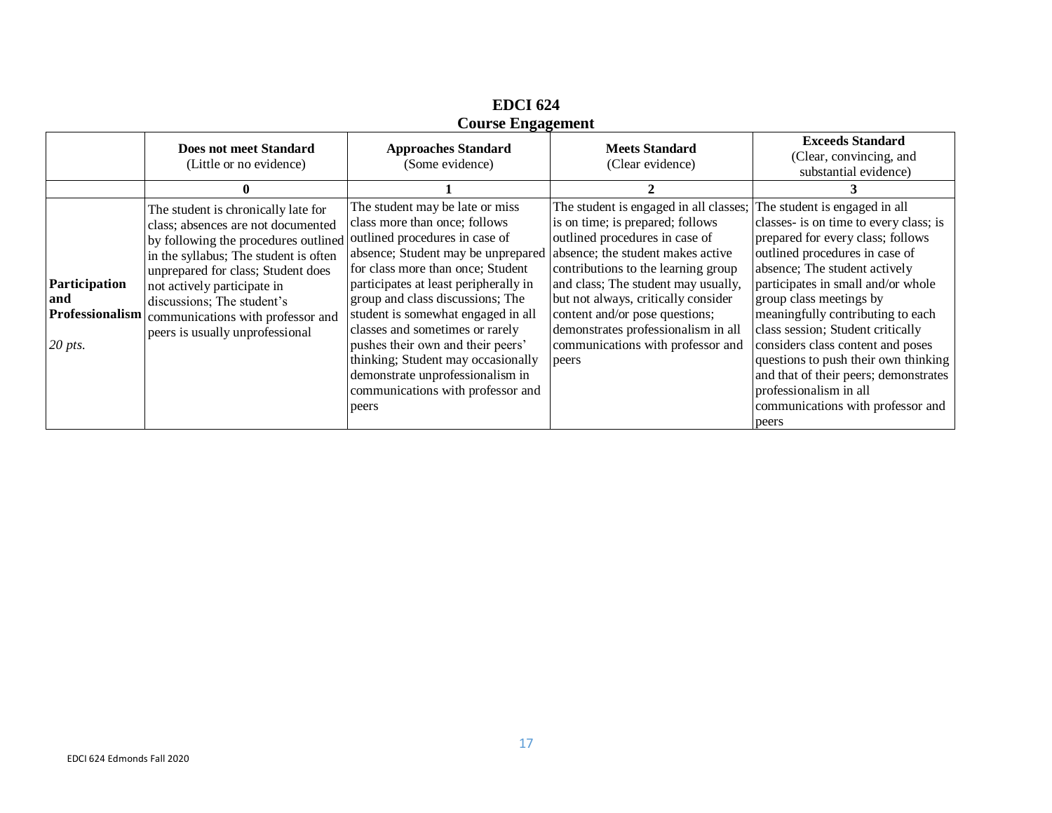**EDCI 624**
**Course Engagement**

| | **Does not meet Standard** (Little or no evidence) | **Approaches Standard** (Some evidence) | **Meets Standard** (Clear evidence) | **Exceeds Standard** (Clear, convincing, and substantial evidence) |
|---|---|---|---|---|
| | **0** | **1** | **2** | **3** |
| **Participation and Professionalism** *20 pts.* | The student is chronically late for class; absences are not documented by following the procedures outlined in the syllabus; The student is often unprepared for class; Student does not actively participate in discussions; The student's communications with professor and peers is usually unprofessional | The student may be late or miss class more than once; follows outlined procedures in case of absence; Student may be unprepared for class more than once; Student participates at least peripherally in group and class discussions; The student is somewhat engaged in all classes and sometimes or rarely pushes their own and their peers' thinking; Student may occasionally demonstrate unprofessionalism in communications with professor and peers | The student is engaged in all classes; is on time; is prepared; follows outlined procedures in case of absence; the student makes active contributions to the learning group and class; The student may usually, but not always, critically consider content and/or pose questions; demonstrates professionalism in all communications with professor and peers | The student is engaged in all classes- is on time to every class; is prepared for every class; follows outlined procedures in case of absence; The student actively participates in small and/or whole group class meetings by meaningfully contributing to each class session; Student critically considers class content and poses questions to push their own thinking and that of their peers; demonstrates professionalism in all communications with professor and peers |